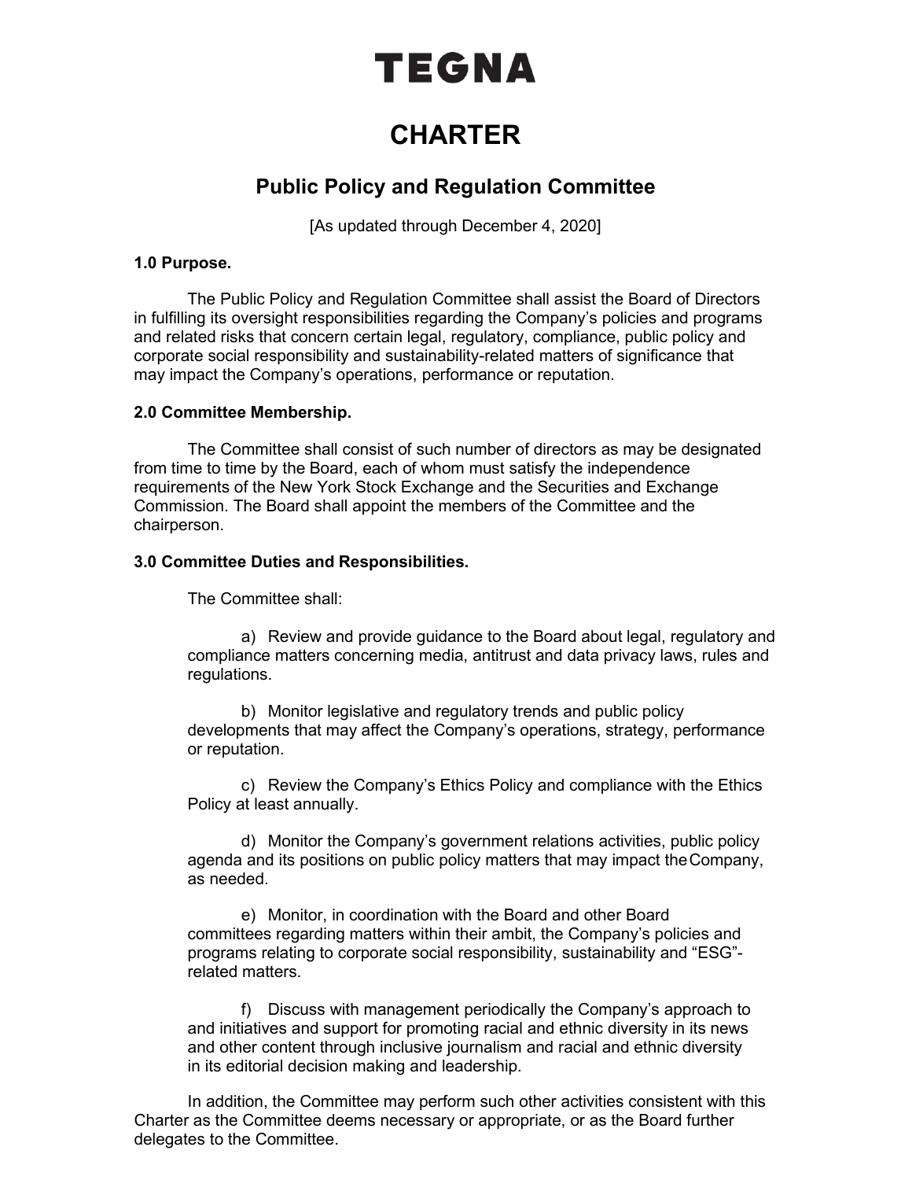# TEGNA

# CHARTER

## Public Policy and Regulation Committee

[As updated through December 4, 2020]

**1.0 Purpose.**

The Public Policy and Regulation Committee shall assist the Board of Directors in fulfilling its oversight responsibilities regarding the Company's policies and programs and related risks that concern certain legal, regulatory, compliance, public policy and corporate social responsibility and sustainability-related matters of significance that may impact the Company's operations, performance or reputation.

**2.0 Committee Membership.**

The Committee shall consist of such number of directors as may be designated from time to time by the Board, each of whom must satisfy the independence requirements of the New York Stock Exchange and the Securities and Exchange Commission. The Board shall appoint the members of the Committee and the chairperson.

**3.0 Committee Duties and Responsibilities.**

The Committee shall:

a) Review and provide guidance to the Board about legal, regulatory and compliance matters concerning media, antitrust and data privacy laws, rules and regulations.

b) Monitor legislative and regulatory trends and public policy developments that may affect the Company's operations, strategy, performance or reputation.

c) Review the Company's Ethics Policy and compliance with the Ethics Policy at least annually.

d) Monitor the Company's government relations activities, public policy agenda and its positions on public policy matters that may impact the Company, as needed.

e) Monitor, in coordination with the Board and other Board committees regarding matters within their ambit, the Company's policies and programs relating to corporate social responsibility, sustainability and "ESG"-related matters.

f) Discuss with management periodically the Company's approach to and initiatives and support for promoting racial and ethnic diversity in its news and other content through inclusive journalism and racial and ethnic diversity in its editorial decision making and leadership.

In addition, the Committee may perform such other activities consistent with this Charter as the Committee deems necessary or appropriate, or as the Board further delegates to the Committee.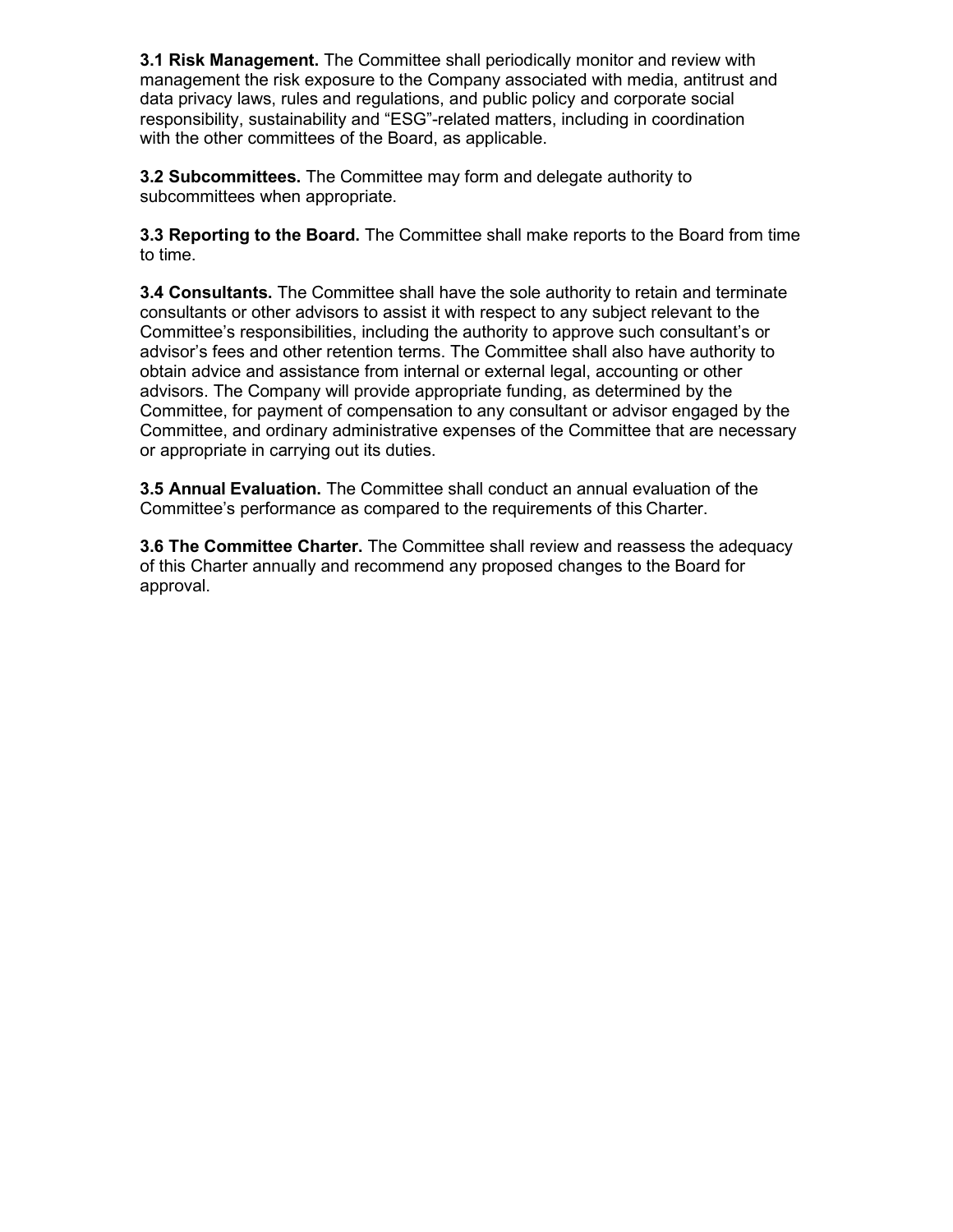**3.1 Risk Management.** The Committee shall periodically monitor and review with management the risk exposure to the Company associated with media, antitrust and data privacy laws, rules and regulations, and public policy and corporate social responsibility, sustainability and “ESG”-related matters, including in coordination with the other committees of the Board, as applicable.

**3.2 Subcommittees.** The Committee may form and delegate authority to subcommittees when appropriate.

**3.3 Reporting to the Board.** The Committee shall make reports to the Board from time to time.

**3.4 Consultants.** The Committee shall have the sole authority to retain and terminate consultants or other advisors to assist it with respect to any subject relevant to the Committee’s responsibilities, including the authority to approve such consultant’s or advisor’s fees and other retention terms. The Committee shall also have authority to obtain advice and assistance from internal or external legal, accounting or other advisors. The Company will provide appropriate funding, as determined by the Committee, for payment of compensation to any consultant or advisor engaged by the Committee, and ordinary administrative expenses of the Committee that are necessary or appropriate in carrying out its duties.

**3.5 Annual Evaluation.** The Committee shall conduct an annual evaluation of the Committee’s performance as compared to the requirements of this Charter.

**3.6 The Committee Charter.** The Committee shall review and reassess the adequacy of this Charter annually and recommend any proposed changes to the Board for approval.